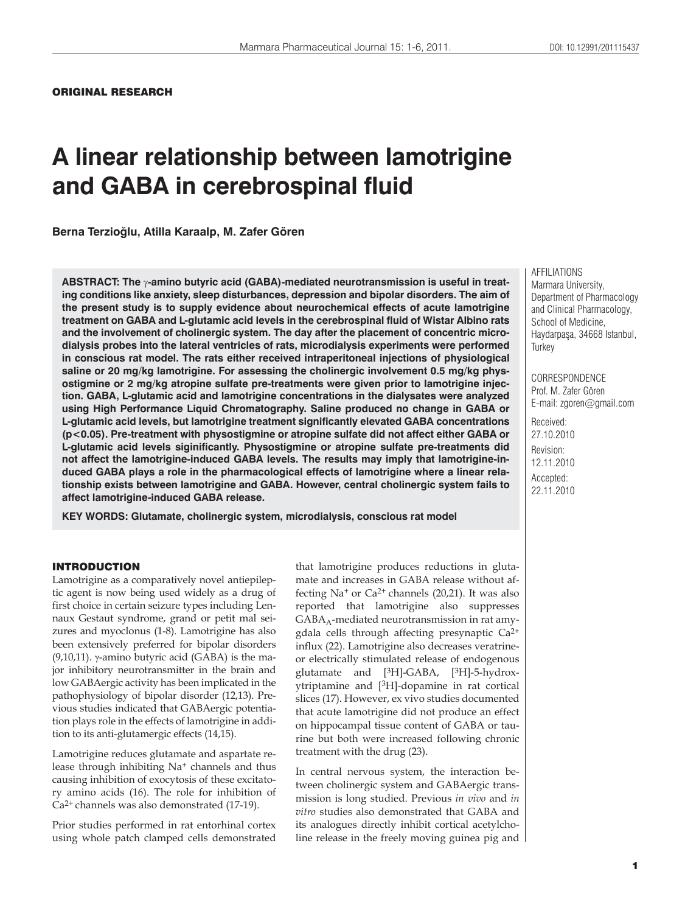**ORIGINAL RESEARCH**

# A linear relationship between lamotrigine and GABA in cerebrospinal fluid

**Berna Terzioğlu, Atilla Karaalp, M. Zafer Gören**

**ABSTRACT: The γ-amino butyric acid (GABA)-mediated neurotransmission is useful in treating conditions like anxiety, sleep disturbances, depression and bipolar disorders. The aim of the present study is to supply evidence about neurochemical effects of acute lamotrigine treatment on GABA and L-glutamic acid levels in the cerebrospinal fluid of Wistar Albino rats and the involvement of cholinergic system. The day after the placement of concentric microdialysis probes into the lateral ventricles of rats, microdialysis experiments were performed in conscious rat model. The rats either received intraperitoneal injections of physiological saline or 20 mg/kg lamotrigine. For assessing the cholinergic involvement 0.5 mg/kg physostigmine or 2 mg/kg atropine sulfate pre-treatments were given prior to lamotrigine injection. GABA, L-glutamic acid and lamotrigine concentrations in the dialysates were analyzed using High Performance Liquid Chromatography. Saline produced no change in GABA or L-glutamic acid levels, but lamotrigine treatment significantly elevated GABA concentrations ($p<0.05$). Pre-treatment with physostigmine or atropine sulfate did not affect either GABA or L-glutamic acid levels siginificantly. Physostigmine or atropine sulfate pre-treatments did not affect the lamotrigine-induced GABA levels. The results may imply that lamotrigine-induced GABA plays a role in the pharmacological effects of lamotrigine where a linear relationship exists between lamotrigine and GABA. However, central cholinergic system fails to affect lamotrigine-induced GABA release.**

**KEY WORDS: Glutamate, cholinergic system, microdialysis, conscious rat model**

AFFILIATIONS
Marmara University, Department of Pharmacology and Clinical Pharmacology, School of Medicine, Haydarpaşa, 34668 Istanbul, Turkey

CORRESPONDENCE
Prof. M. Zafer Gören
E-mail: zgoren@gmail.com

Received: 27.10.2010
Revision: 12.11.2010
Accepted: 22.11.2010

## INTRODUCTION

Lamotrigine as a comparatively novel antiepileptic agent is now being used widely as a drug of first choice in certain seizure types including Lennaux Gestaut syndrome, grand or petit mal seizures and myoclonus (1-8). Lamotrigine has also been extensively preferred for bipolar disorders (9,10,11). γ-amino butyric acid (GABA) is the major inhibitory neurotransmitter in the brain and low GABAergic activity has been implicated in the pathophysiology of bipolar disorder (12,13). Previous studies indicated that GABAergic potentiation plays role in the effects of lamotrigine in addition to its anti-glutamergic effects (14,15).

Lamotrigine reduces glutamate and aspartate release through inhibiting $Na^{+}$ channels and thus causing inhibition of exocytosis of these excitatory amino acids (16). The role for inhibition of $Ca^{2+}$ channels was also demonstrated (17-19).

Prior studies performed in rat entorhinal cortex using whole patch clamped cells demonstrated that lamotrigine produces reductions in glutamate and increases in GABA release without affecting $Na^{+}$ or $Ca^{2+}$ channels (20,21). It was also reported that lamotrigine also suppresses $GABA_{A}$-mediated neurotransmission in rat amygdala cells through affecting presynaptic $Ca^{2+}$ influx (22). Lamotrigine also decreases veratrine- or electrically stimulated release of endogenous glutamate and [$^{3}$H]-GABA, [$^{3}$H]-5-hydroxytriptamine and [$^{3}$H]-dopamine in rat cortical slices (17). However, ex vivo studies documented that acute lamotrigine did not produce an effect on hippocampal tissue content of GABA or taurine but both were increased following chronic treatment with the drug (23).

In central nervous system, the interaction between cholinergic system and GABAergic transmission is long studied. Previous *in vivo* and *in vitro* studies also demonstrated that GABA and its analogues directly inhibit cortical acetylcholine release in the freely moving guinea pig and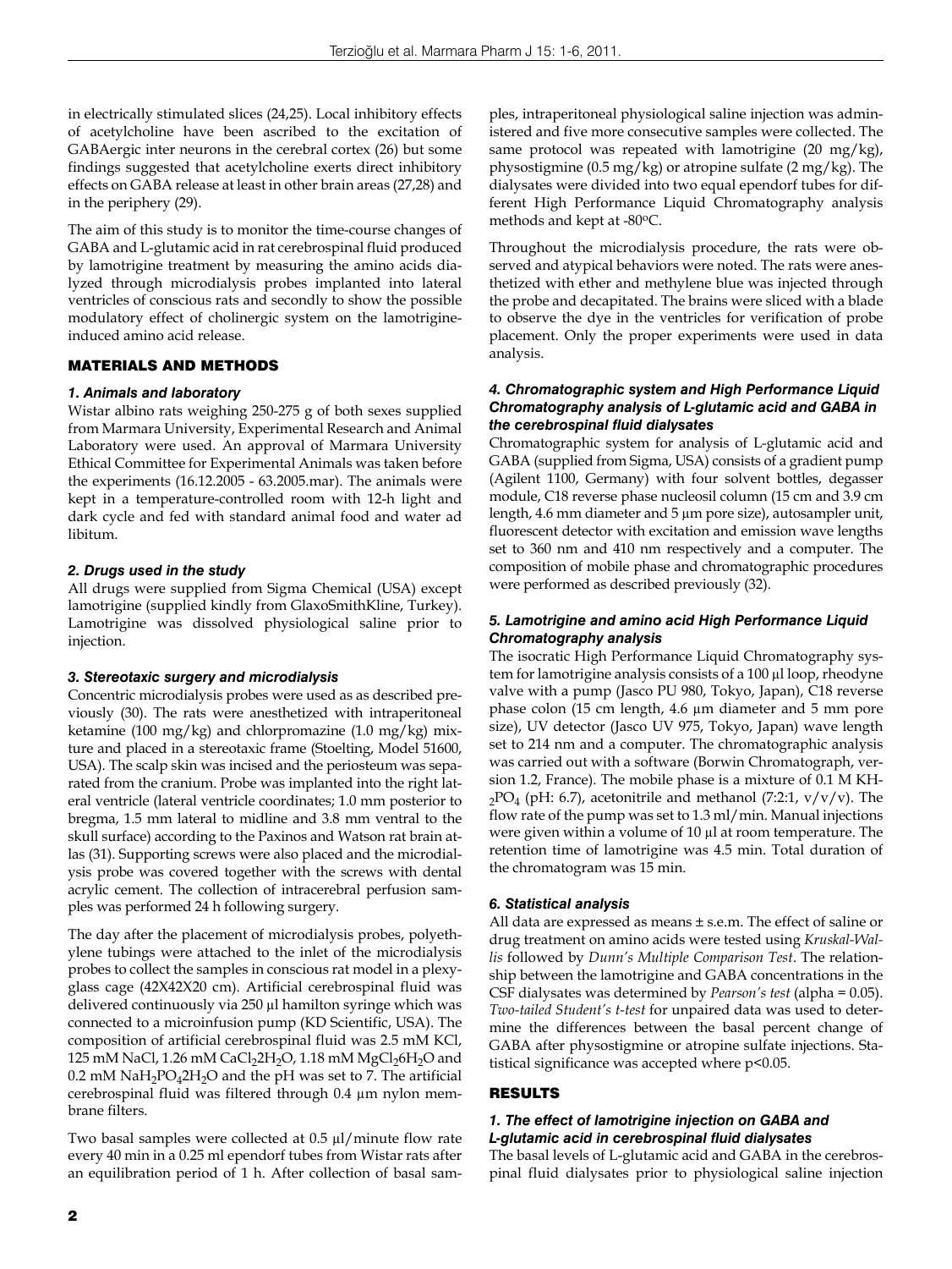in electrically stimulated slices (24,25). Local inhibitory effects of acetylcholine have been ascribed to the excitation of GABAergic inter neurons in the cerebral cortex (26) but some findings suggested that acetylcholine exerts direct inhibitory effects on GABA release at least in other brain areas (27,28) and in the periphery (29).

The aim of this study is to monitor the time-course changes of GABA and L-glutamic acid in rat cerebrospinal fluid produced by lamotrigine treatment by measuring the amino acids dialyzed through microdialysis probes implanted into lateral ventricles of conscious rats and secondly to show the possible modulatory effect of cholinergic system on the lamotrigine-induced amino acid release.

## MATERIALS AND METHODS

### 1. Animals and laboratory

Wistar albino rats weighing 250-275 g of both sexes supplied from Marmara University, Experimental Research and Animal Laboratory were used. An approval of Marmara University Ethical Committee for Experimental Animals was taken before the experiments (16.12.2005 - 63.2005.mar). The animals were kept in a temperature-controlled room with 12-h light and dark cycle and fed with standard animal food and water ad libitum.

### 2. Drugs used in the study

All drugs were supplied from Sigma Chemical (USA) except lamotrigine (supplied kindly from GlaxoSmithKline, Turkey). Lamotrigine was dissolved physiological saline prior to injection.

### 3. Stereotaxic surgery and microdialysis

Concentric microdialysis probes were used as as described previously (30). The rats were anesthetized with intraperitoneal ketamine (100 mg/kg) and chlorpromazine (1.0 mg/kg) mixture and placed in a stereotaxic frame (Stoelting, Model 51600, USA). The scalp skin was incised and the periosteum was separated from the cranium. Probe was implanted into the right lateral ventricle (lateral ventricle coordinates; 1.0 mm posterior to bregma, 1.5 mm lateral to midline and 3.8 mm ventral to the skull surface) according to the Paxinos and Watson rat brain atlas (31). Supporting screws were also placed and the microdialysis probe was covered together with the screws with dental acrylic cement. The collection of intracerebral perfusion samples was performed 24 h following surgery.

The day after the placement of microdialysis probes, polyethylene tubings were attached to the inlet of the microdialysis probes to collect the samples in conscious rat model in a plexyglass cage (42X42X20 cm). Artificial cerebrospinal fluid was delivered continuously via 250 µl hamilton syringe which was connected to a microinfusion pump (KD Scientific, USA). The composition of artificial cerebrospinal fluid was 2.5 mM KCl, 125 mM NaCl, 1.26 mM $CaCl_2 2H_2O$, 1.18 mM $MgCl_2 6H_2O$ and 0.2 mM $NaH_2PO_4 2H_2O$ and the pH was set to 7. The artificial cerebrospinal fluid was filtered through 0.4 µm nylon membrane filters.

Two basal samples were collected at 0.5 µl/minute flow rate every 40 min in a 0.25 ml ependorf tubes from Wistar rats after an equilibration period of 1 h. After collection of basal samples, intraperitoneal physiological saline injection was administered and five more consecutive samples were collected. The same protocol was repeated with lamotrigine (20 mg/kg), physostigmine (0.5 mg/kg) or atropine sulfate (2 mg/kg). The dialysates were divided into two equal ependorf tubes for different High Performance Liquid Chromatography analysis methods and kept at -80ºC.

Throughout the microdialysis procedure, the rats were observed and atypical behaviors were noted. The rats were anesthetized with ether and methylene blue was injected through the probe and decapitated. The brains were sliced with a blade to observe the dye in the ventricles for verification of probe placement. Only the proper experiments were used in data analysis.

### 4. Chromatographic system and High Performance Liquid Chromatography analysis of L-glutamic acid and GABA in the cerebrospinal fluid dialysates

Chromatographic system for analysis of L-glutamic acid and GABA (supplied from Sigma, USA) consists of a gradient pump (Agilent 1100, Germany) with four solvent bottles, degasser module, C18 reverse phase nucleosil column (15 cm and 3.9 cm length, 4.6 mm diameter and 5 µm pore size), autosampler unit, fluorescent detector with excitation and emission wave lengths set to 360 nm and 410 nm respectively and a computer. The composition of mobile phase and chromatographic procedures were performed as described previously (32).

### 5. Lamotrigine and amino acid High Performance Liquid Chromatography analysis

The isocratic High Performance Liquid Chromatography system for lamotrigine analysis consists of a 100 µl loop, rheodyne valve with a pump (Jasco PU 980, Tokyo, Japan), C18 reverse phase colon (15 cm length, 4.6 µm diameter and 5 mm pore size), UV detector (Jasco UV 975, Tokyo, Japan) wave length set to 214 nm and a computer. The chromatographic analysis was carried out with a software (Borwin Chromatograph, version 1.2, France). The mobile phase is a mixture of 0.1 M $KH_2PO_4$ (pH: 6.7), acetonitrile and methanol (7:2:1, v/v/v). The flow rate of the pump was set to 1.3 ml/min. Manual injections were given within a volume of 10 µl at room temperature. The retention time of lamotrigine was 4.5 min. Total duration of the chromatogram was 15 min.

### 6. Statistical analysis

All data are expressed as means ± s.e.m. The effect of saline or drug treatment on amino acids were tested using *Kruskal-Wallis* followed by *Dunn's Multiple Comparison Test*. The relationship between the lamotrigine and GABA concentrations in the CSF dialysates was determined by *Pearson's test* (alpha = 0.05). *Two-tailed Student's t-test* for unpaired data was used to determine the differences between the basal percent change of GABA after physostigmine or atropine sulfate injections. Statistical significance was accepted where $p<0.05$.

## RESULTS

### 1. The effect of lamotrigine injection on GABA and L-glutamic acid in cerebrospinal fluid dialysates

The basal levels of L-glutamic acid and GABA in the cerebrospinal fluid dialysates prior to physiological saline injection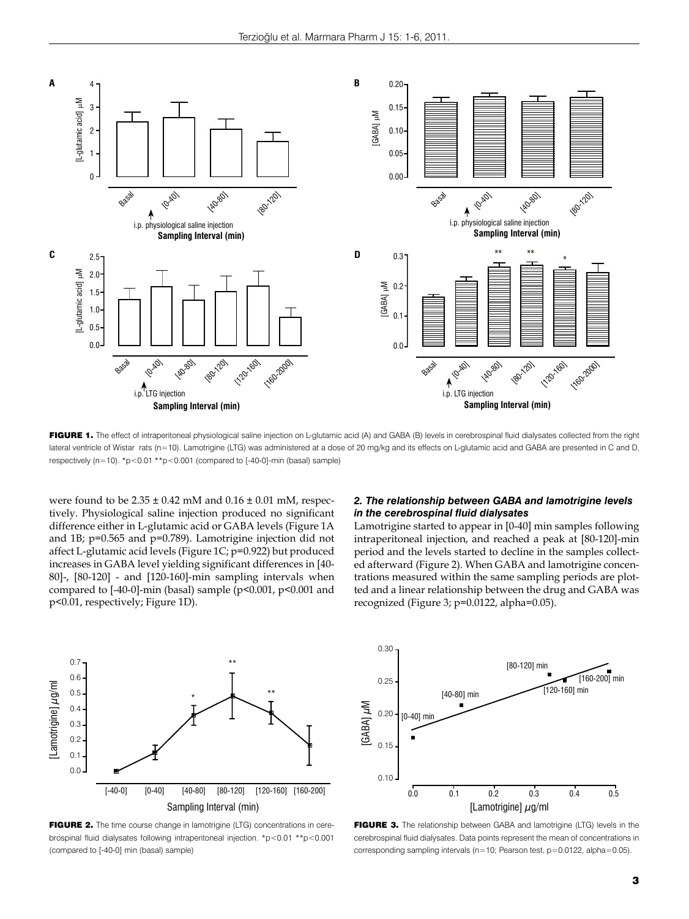**FIGURE 1.** The effect of intraperitoneal physiological saline injection on L-glutamic acid (A) and GABA (B) levels in cerebrospinal fluid dialysates collected from the right lateral ventricle of Wistar rats (n=10). Lamotrigine (LTG) was administered at a dose of 20 mg/kg and its effects on L-glutamic acid and GABA are presented in C and D, respectively (n=10). *p<0.01 **p<0.001 (compared to [-40-0]-min (basal) sample)

were found to be 2.35 ± 0.42 mM and 0.16 ± 0.01 mM, respectively. Physiological saline injection produced no significant difference either in L-glutamic acid or GABA levels (Figure 1A and 1B; p=0.565 and p=0.789). Lamotrigine injection did not affect L-glutamic acid levels (Figure 1C; p=0.922) but produced increases in GABA level yielding significant differences in [40-80]-, [80-120] - and [120-160]-min sampling intervals when compared to [-40-0]-min (basal) sample (p<0.001, p<0.001 and p<0.01, respectively; Figure 1D).

### *2. The relationship between GABA and lamotrigine levels in the cerebrospinal fluid dialysates*

Lamotrigine started to appear in [0-40] min samples following intraperitoneal injection, and reached a peak at [80-120]-min period and the levels started to decline in the samples collected afterward (Figure 2). When GABA and lamotrigine concentrations measured within the same sampling periods are plotted and a linear relationship between the drug and GABA was recognized (Figure 3; p=0.0122, alpha=0.05).

**FIGURE 2.** The time course change in lamotrigine (LTG) concentrations in cerebrospinal fluid dialysates following intraperitoneal injection. *p<0.01 **p<0.001 (compared to [-40-0] min (basal) sample)

**FIGURE 3.** The relationship between GABA and lamotrigine (LTG) levels in the cerebrospinal fluid dialysates. Data points represent the mean of concentrations in corresponding sampling intervals (n=10; Pearson test, p=0.0122, alpha=0.05).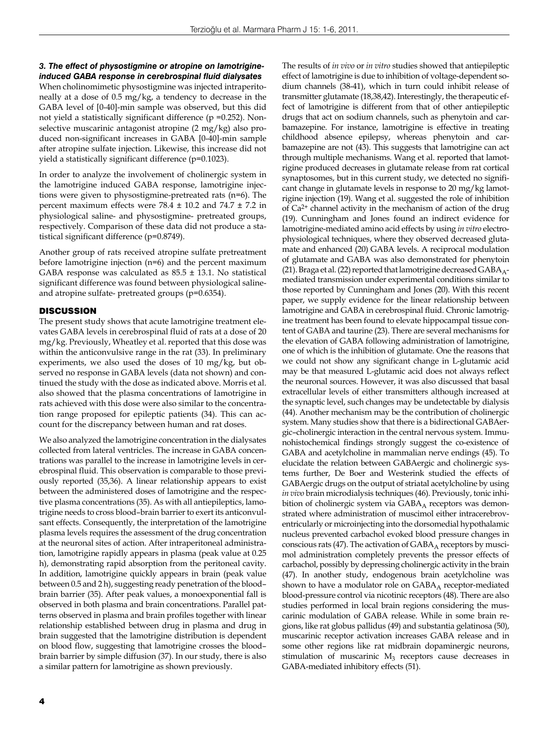### *3. The effect of physostigmine or atropine on lamotrigine-induced GABA response in cerebrospinal fluid dialysates*

When cholinomimetic physostigmine was injected intraperitoneally at a dose of 0.5 mg/kg, a tendency to decrease in the GABA level of [0-40]-min sample was observed, but this did not yield a statistically significant difference (p =0.252). Non-selective muscarinic antagonist atropine (2 mg/kg) also produced non-significant increases in GABA [0-40]-min sample after atropine sulfate injection. Likewise, this increase did not yield a statistically significant difference (p=0.1023).

In order to analyze the involvement of cholinergic system in the lamotrigine induced GABA response, lamotrigine injections were given to physostigmine-pretreated rats (n=6). The percent maximum effects were 78.4 ± 10.2 and 74.7 ± 7.2 in physiological saline- and physostigmine- pretreated groups, respectively. Comparison of these data did not produce a statistical significant difference (p=0.8749).

Another group of rats received atropine sulfate pretreatment before lamotrigine injection (n=6) and the percent maximum GABA response was calculated as 85.5 ± 13.1. No statistical significant difference was found between physiological saline- and atropine sulfate- pretreated groups (p=0.6354).

## DISCUSSION

The present study shows that acute lamotrigine treatment elevates GABA levels in cerebrospinal fluid of rats at a dose of 20 mg/kg. Previously, Wheatley et al. reported that this dose was within the anticonvulsive range in the rat (33). In preliminary experiments, we also used the doses of 10 mg/kg, but observed no response in GABA levels (data not shown) and continued the study with the dose as indicated above. Morris et al. also showed that the plasma concentrations of lamotrigine in rats achieved with this dose were also similar to the concentration range proposed for epileptic patients (34). This can account for the discrepancy between human and rat doses.

We also analyzed the lamotrigine concentration in the dialysates collected from lateral ventricles. The increase in GABA concentrations was parallel to the increase in lamotrigine levels in cerebrospinal fluid. This observation is comparable to those previously reported (35,36). A linear relationship appears to exist between the administered doses of lamotrigine and the respective plasma concentrations (35). As with all antiepileptics, lamotrigine needs to cross blood–brain barrier to exert its anticonvulsant effects. Consequently, the interpretation of the lamotrigine plasma levels requires the assessment of the drug concentration at the neuronal sites of action. After intraperitoneal administration, lamotrigine rapidly appears in plasma (peak value at 0.25 h), demonstrating rapid absorption from the peritoneal cavity. In addition, lamotrigine quickly appears in brain (peak value between 0.5 and 2 h), suggesting ready penetration of the blood–brain barrier (35). After peak values, a monoexponential fall is observed in both plasma and brain concentrations. Parallel patterns observed in plasma and brain profiles together with linear relationship established between drug in plasma and drug in brain suggested that the lamotrigine distribution is dependent on blood flow, suggesting that lamotrigine crosses the blood–brain barrier by simple diffusion (37). In our study, there is also a similar pattern for lamotrigine as shown previously.

The results of *in vivo* or *in vitro* studies showed that antiepileptic effect of lamotrigine is due to inhibition of voltage-dependent sodium channels (38-41), which in turn could inhibit release of transmitter glutamate (18,38,42). Interestingly, the therapeutic effect of lamotrigine is different from that of other antiepileptic drugs that act on sodium channels, such as phenytoin and carbamazepine. For instance, lamotrigine is effective in treating childhood absence epilepsy, whereas phenytoin and carbamazepine are not (43). This suggests that lamotrigine can act through multiple mechanisms. Wang et al. reported that lamotrigine produced decreases in glutamate release from rat cortical synaptosomes, but in this current study, we detected no significant change in glutamate levels in response to 20 mg/kg lamotrigine injection (19). Wang et al. suggested the role of inhibition of $Ca^{2+}$ channel activity in the mechanism of action of the drug (19). Cunningham and Jones found an indirect evidence for lamotrigine-mediated amino acid effects by using *in vitro* electrophysiological techniques, where they observed decreased glutamate and enhanced (20) GABA levels. A reciprocal modulation of glutamate and GABA was also demonstrated for phenytoin (21). Braga et al. (22) reported that lamotrigine decreased $GABA_A$-mediated transmission under experimental conditions similar to those reported by Cunningham and Jones (20). With this recent paper, we supply evidence for the linear relationship between lamotrigine and GABA in cerebrospinal fluid. Chronic lamotrigine treatment has been found to elevate hippocampal tissue content of GABA and taurine (23). There are several mechanisms for the elevation of GABA following administration of lamotrigine, one of which is the inhibition of glutamate. One the reasons that we could not show any significant change in L-glutamic acid may be that measured L-glutamic acid does not always reflect the neuronal sources. However, it was also discussed that basal extracellular levels of either transmitters although increased at the synaptic level, such changes may be undetectable by dialysis (44). Another mechanism may be the contribution of cholinergic system. Many studies show that there is a bidirectional GABAergic–cholinergic interaction in the central nervous system. Immunohistochemical findings strongly suggest the co-existence of GABA and acetylcholine in mammalian nerve endings (45). To elucidate the relation between GABAergic and cholinergic systems further, De Boer and Westerink studied the effects of GABAergic drugs on the output of striatal acetylcholine by using *in vivo* brain microdialysis techniques (46). Previously, tonic inhibition of cholinergic system via $GABA_A$ receptors was demonstrated where administration of muscimol either intracerebroventricularly or microinjecting into the dorsomedial hypothalamic nucleus prevented carbachol evoked blood pressure changes in conscious rats (47). The activation of $GABA_A$ receptors by muscimol administration completely prevents the pressor effects of carbachol, possibly by depressing cholinergic activity in the brain (47). In another study, endogenous brain acetylcholine was shown to have a modulator role on $GABA_A$ receptor-mediated blood-pressure control via nicotinic receptors (48). There are also studies performed in local brain regions considering the muscarinic modulation of GABA release. While in some brain regions, like rat globus pallidus (49) and substantia gelatinosa (50), muscarinic receptor activation increases GABA release and in some other regions like rat midbrain dopaminergic neurons, stimulation of muscarinic $M_3$ receptors cause decreases in GABA-mediated inhibitory effects (51).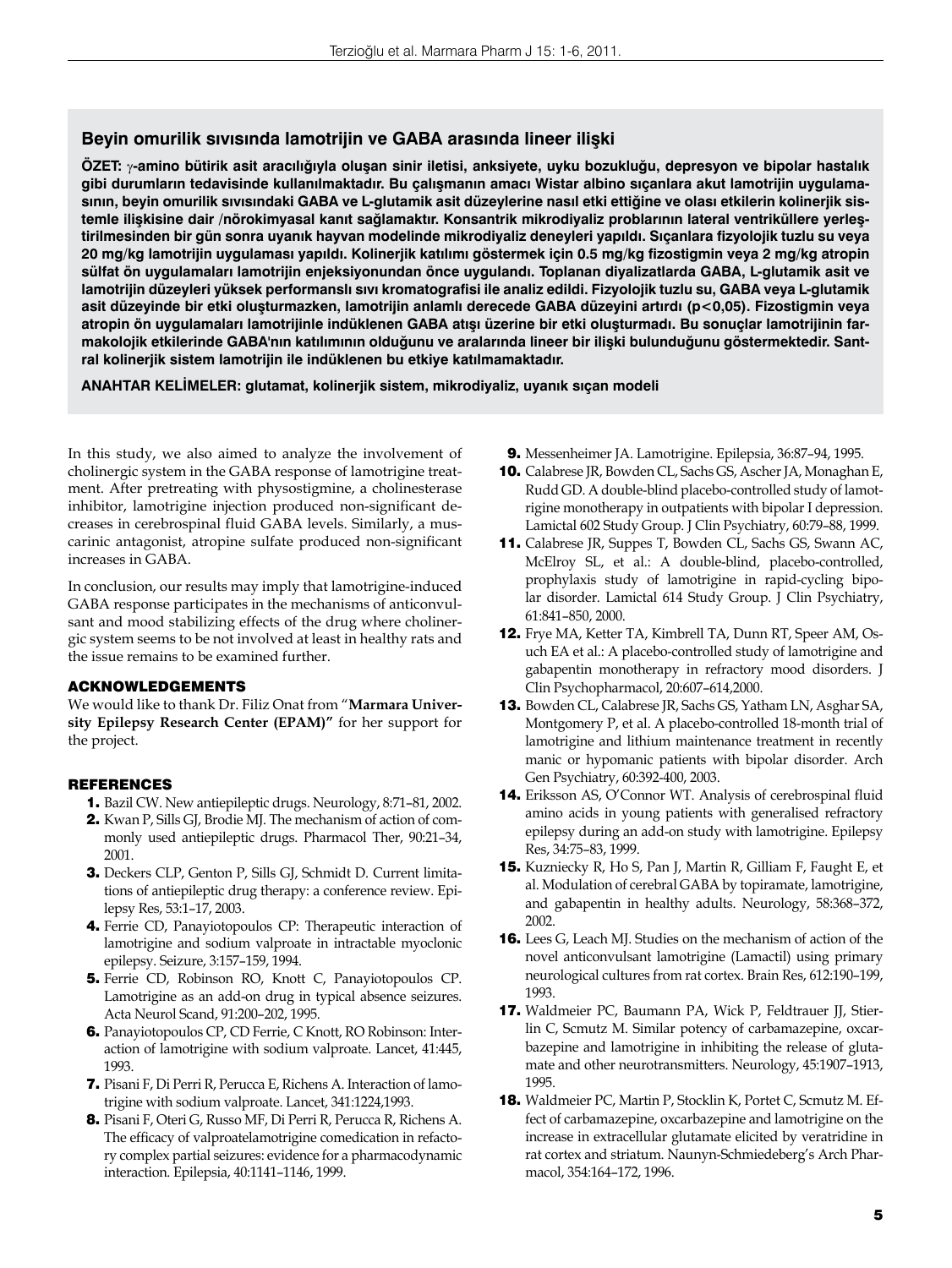## Beyin omurilik sıvısında lamotrijin ve GABA arasında lineer ilişki

**ÖZET: γ-amino bütirik asit aracılığıyla oluşan sinir iletisi, anksiyete, uyku bozukluğu, depresyon ve bipolar hastalık gibi durumların tedavisinde kullanılmaktadır. Bu çalışmanın amacı Wistar albino sıçanlara akut lamotrijin uygulamasının, beyin omurilik sıvısındaki GABA ve L-glutamik asit düzeylerine nasıl etki ettiğine ve olası etkilerin kolinerjik sistemle ilişkisine dair /nörokimyasal kanıt sağlamaktır. Konsantrik mikrodiyaliz problarının lateral ventriküllere yerleştirilmesinden bir gün sonra uyanık hayvan modelinde mikrodiyaliz deneyleri yapıldı. Sıçanlara fizyolojik tuzlu su veya 20 mg/kg lamotrijin uygulaması yapıldı. Kolinerjik katılımı göstermek için 0.5 mg/kg fizostigmin veya 2 mg/kg atropin sülfat ön uygulamaları lamotrijin enjeksiyonundan önce uygulandı. Toplanan diyalizatlarda GABA, L-glutamik asit ve lamotrijin düzeyleri yüksek performanslı sıvı kromatografisi ile analiz edildi. Fizyolojik tuzlu su, GABA veya L-glutamik asit düzeyinde bir etki oluşturmazken, lamotrijin anlamlı derecede GABA düzeyini artırdı ($p<0,05$). Fizostigmin veya atropin ön uygulamaları lamotrijinle indüklenen GABA atışı üzerine bir etki oluşturmadı. Bu sonuçlar lamotrijinin farmakolojik etkilerinde GABA'nın katılımının olduğunu ve aralarında lineer bir ilişki bulunduğunu göstermektedir. Santral kolinerjik sistem lamotrijin ile indüklenen bu etkiye katılmamaktadır.**

**ANAHTAR KELİMELER: glutamat, kolinerjik sistem, mikrodiyaliz, uyanık sıçan modeli**

In this study, we also aimed to analyze the involvement of cholinergic system in the GABA response of lamotrigine treatment. After pretreating with physostigmine, a cholinesterase inhibitor, lamotrigine injection produced non-significant decreases in cerebrospinal fluid GABA levels. Similarly, a muscarinic antagonist, atropine sulfate produced non-significant increases in GABA.

In conclusion, our results may imply that lamotrigine-induced GABA response participates in the mechanisms of anticonvulsant and mood stabilizing effects of the drug where cholinergic system seems to be not involved at least in healthy rats and the issue remains to be examined further.

## ACKNOWLEDGEMENTS

We would like to thank Dr. Filiz Onat from "**Marmara University Epilepsy Research Center (EPAM)**" for her support for the project.

## REFERENCES

1. Bazil CW. New antiepileptic drugs. Neurology, 8:71–81, 2002.
2. Kwan P, Sills GJ, Brodie MJ. The mechanism of action of commonly used antiepileptic drugs. Pharmacol Ther, 90:21–34, 2001.
3. Deckers CLP, Genton P, Sills GJ, Schmidt D. Current limitations of antiepileptic drug therapy: a conference review. Epilepsy Res, 53:1–17, 2003.
4. Ferrie CD, Panayiotopoulos CP: Therapeutic interaction of lamotrigine and sodium valproate in intractable myoclonic epilepsy. Seizure, 3:157–159, 1994.
5. Ferrie CD, Robinson RO, Knott C, Panayiotopoulos CP. Lamotrigine as an add-on drug in typical absence seizures. Acta Neurol Scand, 91:200–202, 1995.
6. Panayiotopoulos CP, CD Ferrie, C Knott, RO Robinson: Interaction of lamotrigine with sodium valproate. Lancet, 41:445, 1993.
7. Pisani F, Di Perri R, Perucca E, Richens A. Interaction of lamotrigine with sodium valproate. Lancet, 341:1224,1993.
8. Pisani F, Oteri G, Russo MF, Di Perri R, Perucca R, Richens A. The efficacy of valproatelamotrigine comedication in refactory complex partial seizures: evidence for a pharmacodynamic interaction. Epilepsia, 40:1141–1146, 1999.
9. Messenheimer JA. Lamotrigine. Epilepsia, 36:87–94, 1995.
10. Calabrese JR, Bowden CL, Sachs GS, Ascher JA, Monaghan E, Rudd GD. A double-blind placebo-controlled study of lamotrigine monotherapy in outpatients with bipolar I depression. Lamictal 602 Study Group. J Clin Psychiatry, 60:79–88, 1999.
11. Calabrese JR, Suppes T, Bowden CL, Sachs GS, Swann AC, McElroy SL, et al.: A double-blind, placebo-controlled, prophylaxis study of lamotrigine in rapid-cycling bipolar disorder. Lamictal 614 Study Group. J Clin Psychiatry, 61:841–850, 2000.
12. Frye MA, Ketter TA, Kimbrell TA, Dunn RT, Speer AM, Osuch EA et al.: A placebo-controlled study of lamotrigine and gabapentin monotherapy in refractory mood disorders. J Clin Psychopharmacol, 20:607–614,2000.
13. Bowden CL, Calabrese JR, Sachs GS, Yatham LN, Asghar SA, Montgomery P, et al. A placebo-controlled 18-month trial of lamotrigine and lithium maintenance treatment in recently manic or hypomanic patients with bipolar disorder. Arch Gen Psychiatry, 60:392-400, 2003.
14. Eriksson AS, O'Connor WT. Analysis of cerebrospinal fluid amino acids in young patients with generalised refractory epilepsy during an add-on study with lamotrigine. Epilepsy Res, 34:75–83, 1999.
15. Kuzniecky R, Ho S, Pan J, Martin R, Gilliam F, Faught E, et al. Modulation of cerebral GABA by topiramate, lamotrigine, and gabapentin in healthy adults. Neurology, 58:368–372, 2002.
16. Lees G, Leach MJ. Studies on the mechanism of action of the novel anticonvulsant lamotrigine (Lamactil) using primary neurological cultures from rat cortex. Brain Res, 612:190–199, 1993.
17. Waldmeier PC, Baumann PA, Wick P, Feldtrauer JJ, Stierlin C, Scmutz M. Similar potency of carbamazepine, oxcarbazepine and lamotrigine in inhibiting the release of glutamate and other neurotransmitters. Neurology, 45:1907–1913, 1995.
18. Waldmeier PC, Martin P, Stocklin K, Portet C, Scmutz M. Effect of carbamazepine, oxcarbazepine and lamotrigine on the increase in extracellular glutamate elicited by veratridine in rat cortex and striatum. Naunyn-Schmiedeberg's Arch Pharmacol, 354:164–172, 1996.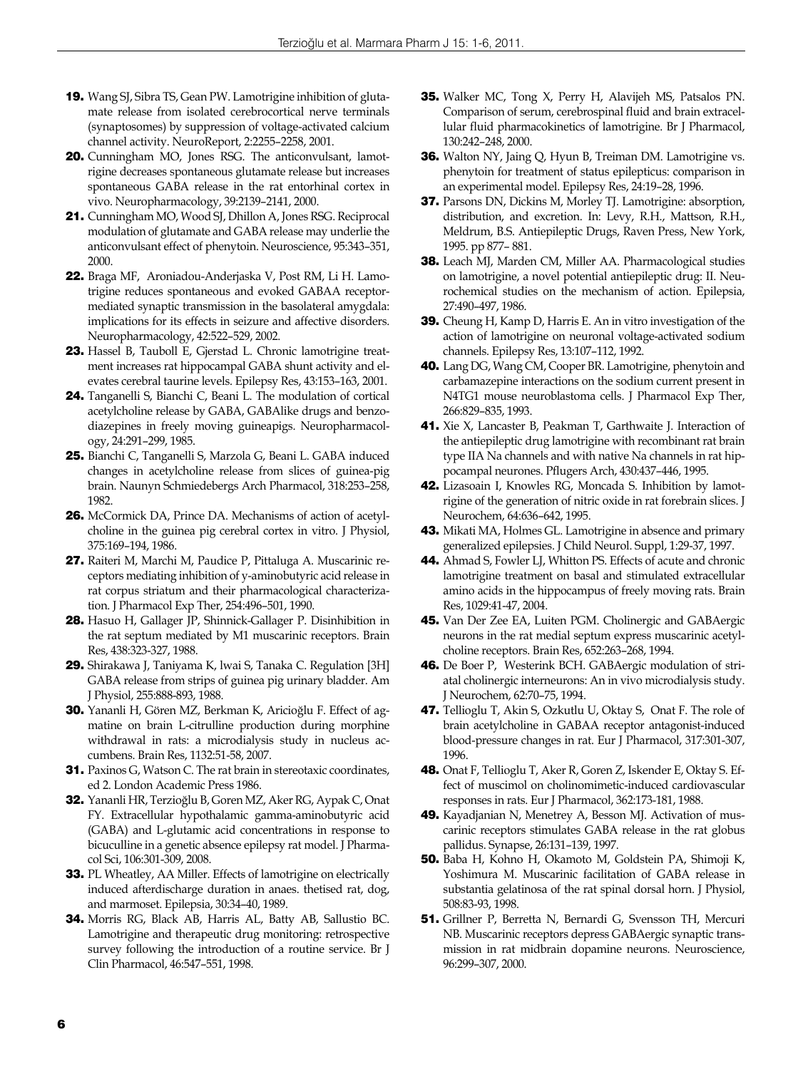19. Wang SJ, Sibra TS, Gean PW. Lamotrigine inhibition of glutamate release from isolated cerebrocortical nerve terminals (synaptosomes) by suppression of voltage-activated calcium channel activity. NeuroReport, 2:2255–2258, 2001.

20. Cunningham MO, Jones RSG. The anticonvulsant, lamotrigine decreases spontaneous glutamate release but increases spontaneous GABA release in the rat entorhinal cortex in vivo. Neuropharmacology, 39:2139–2141, 2000.

21. Cunningham MO, Wood SJ, Dhillon A, Jones RSG. Reciprocal modulation of glutamate and GABA release may underlie the anticonvulsant effect of phenytoin. Neuroscience, 95:343–351, 2000.

22. Braga MF, Aroniadou-Anderjaska V, Post RM, Li H. Lamotrigine reduces spontaneous and evoked GABAA receptor-mediated synaptic transmission in the basolateral amygdala: implications for its effects in seizure and affective disorders. Neuropharmacology, 42:522–529, 2002.

23. Hassel B, Tauboll E, Gjerstad L. Chronic lamotrigine treatment increases rat hippocampal GABA shunt activity and elevates cerebral taurine levels. Epilepsy Res, 43:153–163, 2001.

24. Tanganelli S, Bianchi C, Beani L. The modulation of cortical acetylcholine release by GABA, GABAlike drugs and benzodiazepines in freely moving guineapigs. Neuropharmacology, 24:291–299, 1985.

25. Bianchi C, Tanganelli S, Marzola G, Beani L. GABA induced changes in acetylcholine release from slices of guinea-pig brain. Naunyn Schmiedebergs Arch Pharmacol, 318:253–258, 1982.

26. McCormick DA, Prince DA. Mechanisms of action of acetylcholine in the guinea pig cerebral cortex in vitro. J Physiol, 375:169–194, 1986.

27. Raiteri M, Marchi M, Paudice P, Pittaluga A. Muscarinic receptors mediating inhibition of y-aminobutyric acid release in rat corpus striatum and their pharmacological characterization. J Pharmacol Exp Ther, 254:496–501, 1990.

28. Hasuo H, Gallager JP, Shinnick-Gallager P. Disinhibition in the rat septum mediated by M1 muscarinic receptors. Brain Res, 438:323-327, 1988.

29. Shirakawa J, Taniyama K, lwai S, Tanaka C. Regulation [3H] GABA release from strips of guinea pig urinary bladder. Am J Physiol, 255:888-893, 1988.

30. Yananli H, Gören MZ, Berkman K, Aricioğlu F. Effect of agmatine on brain L-citrulline production during morphine withdrawal in rats: a microdialysis study in nucleus accumbens. Brain Res, 1132:51-58, 2007.

31. Paxinos G, Watson C. The rat brain in stereotaxic coordinates, ed 2. London Academic Press 1986.

32. Yananli HR, Terzioğlu B, Goren MZ, Aker RG, Aypak C, Onat FY. Extracellular hypothalamic gamma-aminobutyric acid (GABA) and L-glutamic acid concentrations in response to bicuculline in a genetic absence epilepsy rat model. J Pharmacol Sci, 106:301-309, 2008.

33. PL Wheatley, AA Miller. Effects of lamotrigine on electrically induced afterdischarge duration in anaes. thetised rat, dog, and marmoset. Epilepsia, 30:34–40, 1989.

34. Morris RG, Black AB, Harris AL, Batty AB, Sallustio BC. Lamotrigine and therapeutic drug monitoring: retrospective survey following the introduction of a routine service. Br J Clin Pharmacol, 46:547–551, 1998.

35. Walker MC, Tong X, Perry H, Alavijeh MS, Patsalos PN. Comparison of serum, cerebrospinal fluid and brain extracellular fluid pharmacokinetics of lamotrigine. Br J Pharmacol, 130:242–248, 2000.

36. Walton NY, Jaing Q, Hyun B, Treiman DM. Lamotrigine vs. phenytoin for treatment of status epilepticus: comparison in an experimental model. Epilepsy Res, 24:19–28, 1996.

37. Parsons DN, Dickins M, Morley TJ. Lamotrigine: absorption, distribution, and excretion. In: Levy, R.H., Mattson, R.H., Meldrum, B.S. Antiepileptic Drugs, Raven Press, New York, 1995. pp 877– 881.

38. Leach MJ, Marden CM, Miller AA. Pharmacological studies on lamotrigine, a novel potential antiepileptic drug: II. Neurochemical studies on the mechanism of action. Epilepsia, 27:490–497, 1986.

39. Cheung H, Kamp D, Harris E. An in vitro investigation of the action of lamotrigine on neuronal voltage-activated sodium channels. Epilepsy Res, 13:107–112, 1992.

40. Lang DG, Wang CM, Cooper BR. Lamotrigine, phenytoin and carbamazepine interactions on the sodium current present in N4TG1 mouse neuroblastoma cells. J Pharmacol Exp Ther, 266:829–835, 1993.

41. Xie X, Lancaster B, Peakman T, Garthwaite J. Interaction of the antiepileptic drug lamotrigine with recombinant rat brain type IIA Na channels and with native Na channels in rat hippocampal neurones. Pflugers Arch, 430:437–446, 1995.

42. Lizasoain I, Knowles RG, Moncada S. Inhibition by lamotrigine of the generation of nitric oxide in rat forebrain slices. J Neurochem, 64:636–642, 1995.

43. Mikati MA, Holmes GL. Lamotrigine in absence and primary generalized epilepsies. J Child Neurol. Suppl, 1:29-37, 1997.

44. Ahmad S, Fowler LJ, Whitton PS. Effects of acute and chronic lamotrigine treatment on basal and stimulated extracellular amino acids in the hippocampus of freely moving rats. Brain Res, 1029:41-47, 2004.

45. Van Der Zee EA, Luiten PGM. Cholinergic and GABAergic neurons in the rat medial septum express muscarinic acetylcholine receptors. Brain Res, 652:263–268, 1994.

46. De Boer P, Westerink BCH. GABAergic modulation of striatal cholinergic interneurons: An in vivo microdialysis study. J Neurochem, 62:70–75, 1994.

47. Tellioglu T, Akin S, Ozkutlu U, Oktay S, Onat F. The role of brain acetylcholine in GABAA receptor antagonist-induced blood-pressure changes in rat. Eur J Pharmacol, 317:301-307, 1996.

48. Onat F, Tellioglu T, Aker R, Goren Z, Iskender E, Oktay S. Effect of muscimol on cholinomimetic-induced cardiovascular responses in rats. Eur J Pharmacol, 362:173-181, 1988.

49. Kayadjanian N, Menetrey A, Besson MJ. Activation of muscarinic receptors stimulates GABA release in the rat globus pallidus. Synapse, 26:131–139, 1997.

50. Baba H, Kohno H, Okamoto M, Goldstein PA, Shimoji K, Yoshimura M. Muscarinic facilitation of GABA release in substantia gelatinosa of the rat spinal dorsal horn. J Physiol, 508:83-93, 1998.

51. Grillner P, Berretta N, Bernardi G, Svensson TH, Mercuri NB. Muscarinic receptors depress GABAergic synaptic transmission in rat midbrain dopamine neurons. Neuroscience, 96:299–307, 2000.